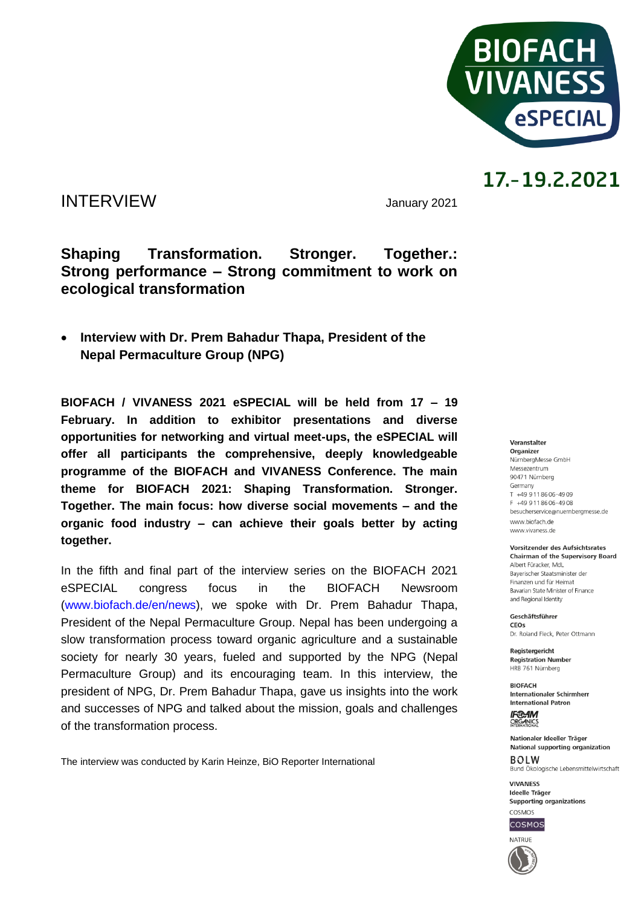BIOFACH VIVANESS eSPECIAL

17.-19.2.2021

INTERVIEW

January 2021

## Shaping Transformation. Stronger. Together.: Strong performance – Strong commitment to work on ecological transformation

- **Interview with Dr. Prem Bahadur Thapa, President of the Nepal Permaculture Group (NPG)**

**BIOFACH / VIVANESS 2021 eSPECIAL will be held from 17 – 19 February. In addition to exhibitor presentations and diverse opportunities for networking and virtual meet-ups, the eSPECIAL will offer all participants the comprehensive, deeply knowledgeable programme of the BIOFACH and VIVANESS Conference. The main theme for BIOFACH 2021: Shaping Transformation. Stronger. Together. The main focus: how diverse social movements – and the organic food industry – can achieve their goals better by acting together.**

In the fifth and final part of the interview series on the BIOFACH 2021 eSPECIAL congress focus in the BIOFACH Newsroom (www.biofach.de/en/news), we spoke with Dr. Prem Bahadur Thapa, President of the Nepal Permaculture Group. Nepal has been undergoing a slow transformation process toward organic agriculture and a sustainable society for nearly 30 years, fueled and supported by the NPG (Nepal Permaculture Group) and its encouraging team. In this interview, the president of NPG, Dr. Prem Bahadur Thapa, gave us insights into the work and successes of NPG and talked about the mission, goals and challenges of the transformation process.

The interview was conducted by Karin Heinze, BiO Reporter International

**Veranstalter**
**Organizer**
NürnbergMesse GmbH
Messezentrum
90471 Nürnberg
Germany
T +49 9 11 86 06-49 09
F +49 9 11 86 06-49 08
besucherservice@nuernbergmesse.de
www.biofach.de
www.vivaness.de

**Vorsitzender des Aufsichtsrates**
**Chairman of the Supervisory Board**
Albert Füracker, MdL
Bayerischer Staatsminister der Finanzen und für Heimat
Bavarian State Minister of Finance and Regional Identity

**Geschäftsführer**
**CEOs**
Dr. Roland Fleck, Peter Ottmann

**Registergericht**
**Registration Number**
HRB 761 Nürnberg

**BIOFACH**
**Internationaler Schirmherr**
**International Patron**
IFOAM ORGANICS INTERNATIONAL

**Nationaler Ideeller Träger**
**National supporting organization**
BÖLW
Bund Ökologische Lebensmittelwirtschaft

**VIVANESS**
**Ideelle Träger**
**Supporting organizations**
COSMOS
NATRUE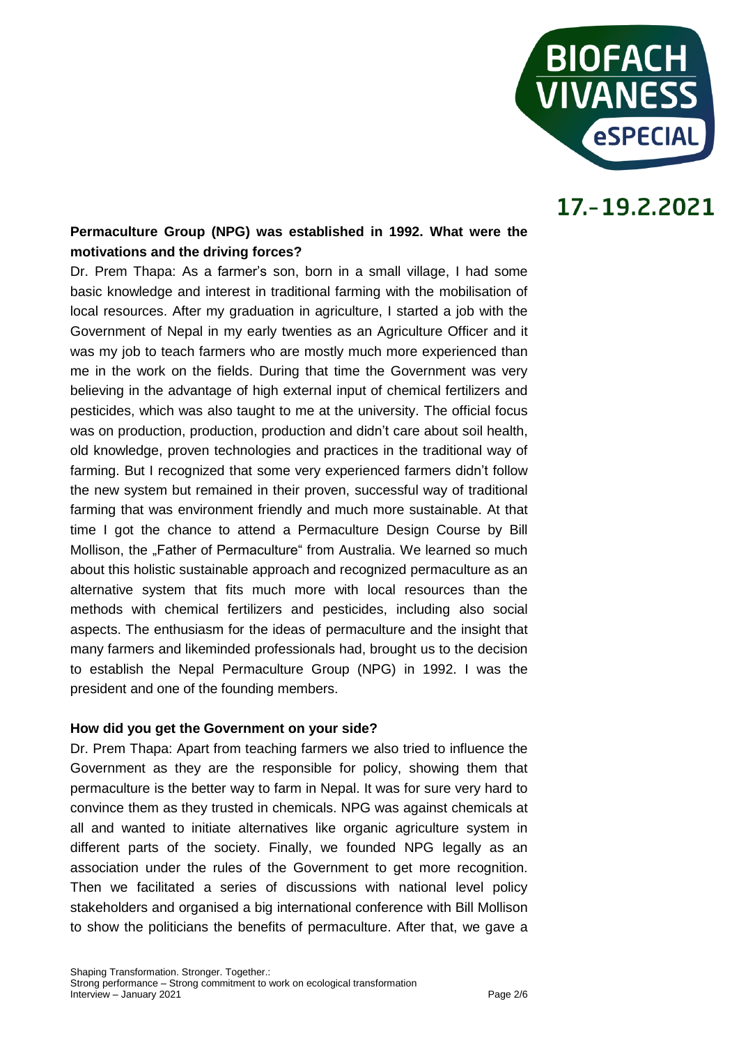**Permaculture Group (NPG) was established in 1992. What were the motivations and the driving forces?**

Dr. Prem Thapa: As a farmer's son, born in a small village, I had some basic knowledge and interest in traditional farming with the mobilisation of local resources. After my graduation in agriculture, I started a job with the Government of Nepal in my early twenties as an Agriculture Officer and it was my job to teach farmers who are mostly much more experienced than me in the work on the fields. During that time the Government was very believing in the advantage of high external input of chemical fertilizers and pesticides, which was also taught to me at the university. The official focus was on production, production, production and didn't care about soil health, old knowledge, proven technologies and practices in the traditional way of farming. But I recognized that some very experienced farmers didn't follow the new system but remained in their proven, successful way of traditional farming that was environment friendly and much more sustainable. At that time I got the chance to attend a Permaculture Design Course by Bill Mollison, the „Father of Permaculture" from Australia. We learned so much about this holistic sustainable approach and recognized permaculture as an alternative system that fits much more with local resources than the methods with chemical fertilizers and pesticides, including also social aspects. The enthusiasm for the ideas of permaculture and the insight that many farmers and likeminded professionals had, brought us to the decision to establish the Nepal Permaculture Group (NPG) in 1992. I was the president and one of the founding members.

**How did you get the Government on your side?**

Dr. Prem Thapa: Apart from teaching farmers we also tried to influence the Government as they are the responsible for policy, showing them that permaculture is the better way to farm in Nepal. It was for sure very hard to convince them as they trusted in chemicals. NPG was against chemicals at all and wanted to initiate alternatives like organic agriculture system in different parts of the society. Finally, we founded NPG legally as an association under the rules of the Government to get more recognition. Then we facilitated a series of discussions with national level policy stakeholders and organised a big international conference with Bill Mollison to show the politicians the benefits of permaculture. After that, we gave a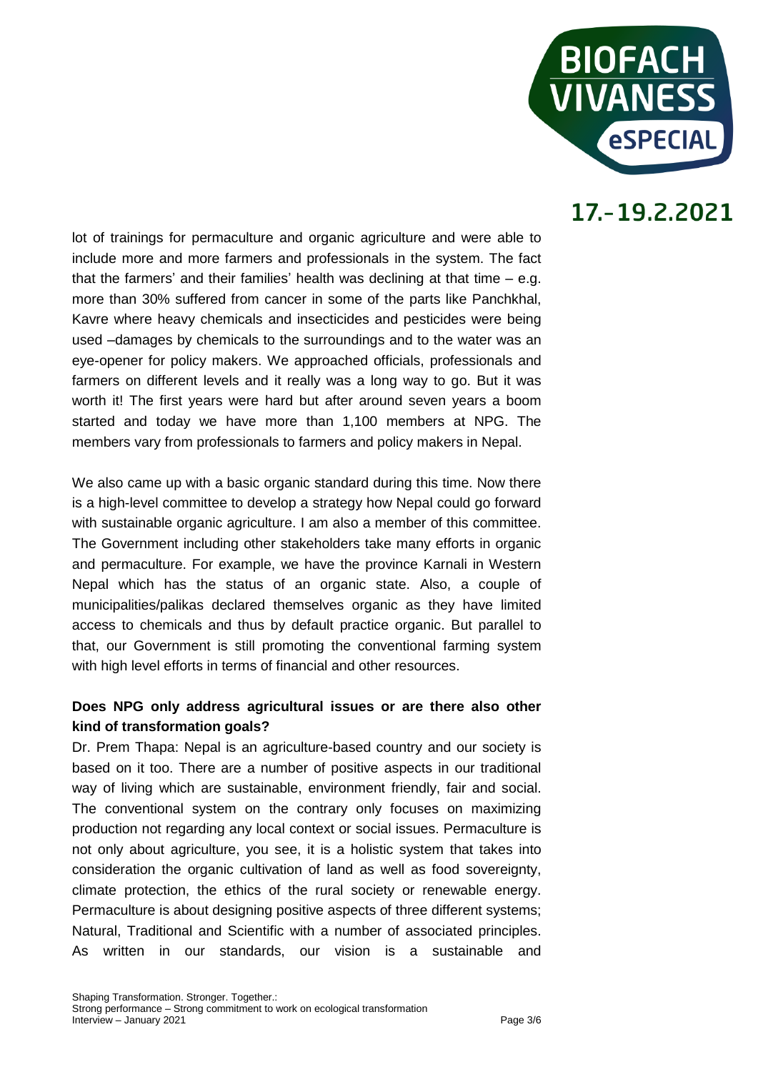lot of trainings for permaculture and organic agriculture and were able to include more and more farmers and professionals in the system. The fact that the farmers' and their families' health was declining at that time – e.g. more than 30% suffered from cancer in some of the parts like Panchkhal, Kavre where heavy chemicals and insecticides and pesticides were being used –damages by chemicals to the surroundings and to the water was an eye-opener for policy makers. We approached officials, professionals and farmers on different levels and it really was a long way to go. But it was worth it! The first years were hard but after around seven years a boom started and today we have more than 1,100 members at NPG. The members vary from professionals to farmers and policy makers in Nepal.

We also came up with a basic organic standard during this time. Now there is a high-level committee to develop a strategy how Nepal could go forward with sustainable organic agriculture. I am also a member of this committee. The Government including other stakeholders take many efforts in organic and permaculture. For example, we have the province Karnali in Western Nepal which has the status of an organic state. Also, a couple of municipalities/palikas declared themselves organic as they have limited access to chemicals and thus by default practice organic. But parallel to that, our Government is still promoting the conventional farming system with high level efforts in terms of financial and other resources.

**Does NPG only address agricultural issues or are there also other kind of transformation goals?**

Dr. Prem Thapa: Nepal is an agriculture-based country and our society is based on it too. There are a number of positive aspects in our traditional way of living which are sustainable, environment friendly, fair and social. The conventional system on the contrary only focuses on maximizing production not regarding any local context or social issues. Permaculture is not only about agriculture, you see, it is a holistic system that takes into consideration the organic cultivation of land as well as food sovereignty, climate protection, the ethics of the rural society or renewable energy. Permaculture is about designing positive aspects of three different systems; Natural, Traditional and Scientific with a number of associated principles. As written in our standards, our vision is a sustainable and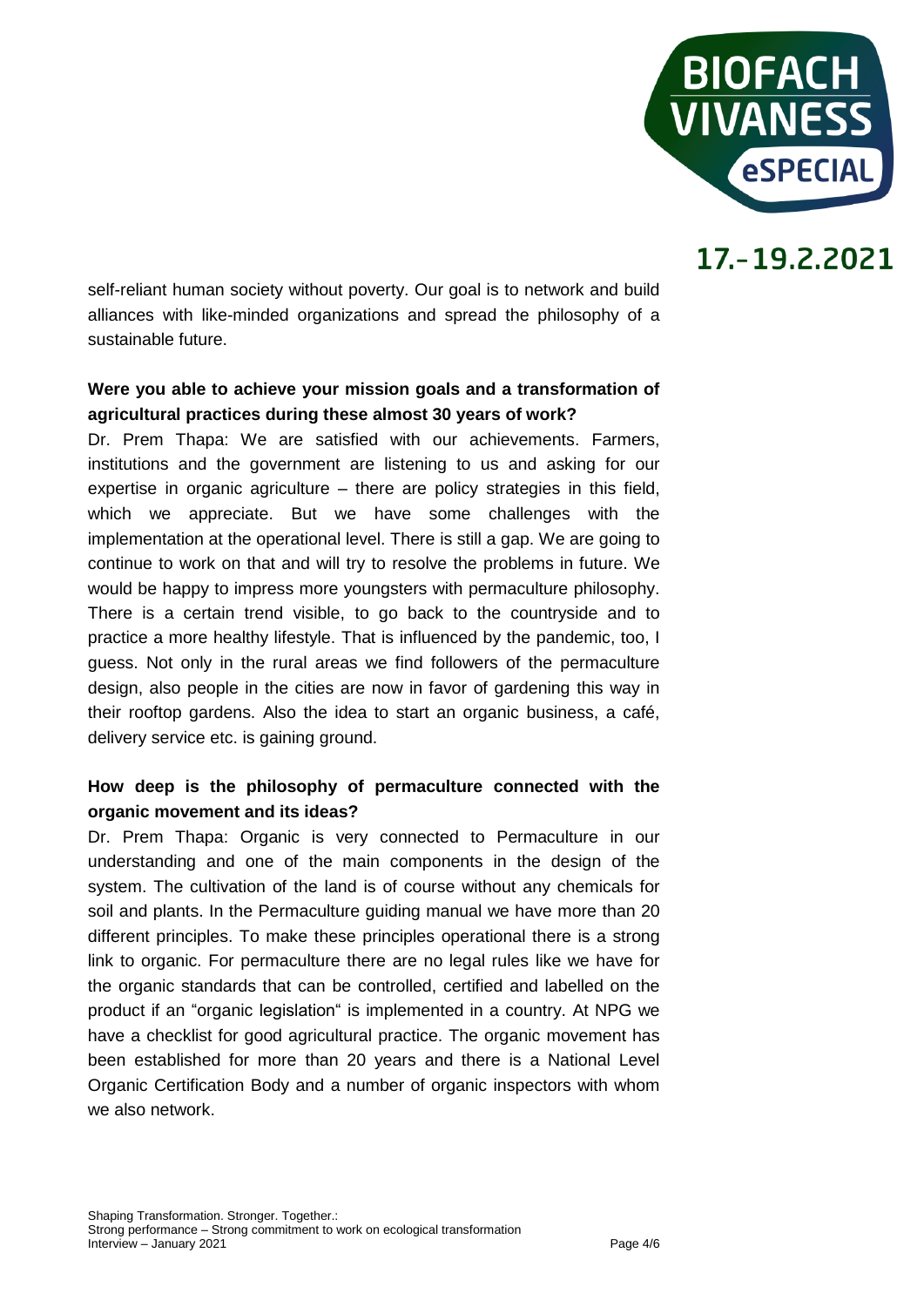self-reliant human society without poverty. Our goal is to network and build alliances with like-minded organizations and spread the philosophy of a sustainable future.

**Were you able to achieve your mission goals and a transformation of agricultural practices during these almost 30 years of work?**

Dr. Prem Thapa: We are satisfied with our achievements. Farmers, institutions and the government are listening to us and asking for our expertise in organic agriculture – there are policy strategies in this field, which we appreciate. But we have some challenges with the implementation at the operational level. There is still a gap. We are going to continue to work on that and will try to resolve the problems in future. We would be happy to impress more youngsters with permaculture philosophy. There is a certain trend visible, to go back to the countryside and to practice a more healthy lifestyle. That is influenced by the pandemic, too, I guess. Not only in the rural areas we find followers of the permaculture design, also people in the cities are now in favor of gardening this way in their rooftop gardens. Also the idea to start an organic business, a café, delivery service etc. is gaining ground.

**How deep is the philosophy of permaculture connected with the organic movement and its ideas?**

Dr. Prem Thapa: Organic is very connected to Permaculture in our understanding and one of the main components in the design of the system. The cultivation of the land is of course without any chemicals for soil and plants. In the Permaculture guiding manual we have more than 20 different principles. To make these principles operational there is a strong link to organic. For permaculture there are no legal rules like we have for the organic standards that can be controlled, certified and labelled on the product if an "organic legislation" is implemented in a country. At NPG we have a checklist for good agricultural practice. The organic movement has been established for more than 20 years and there is a National Level Organic Certification Body and a number of organic inspectors with whom we also network.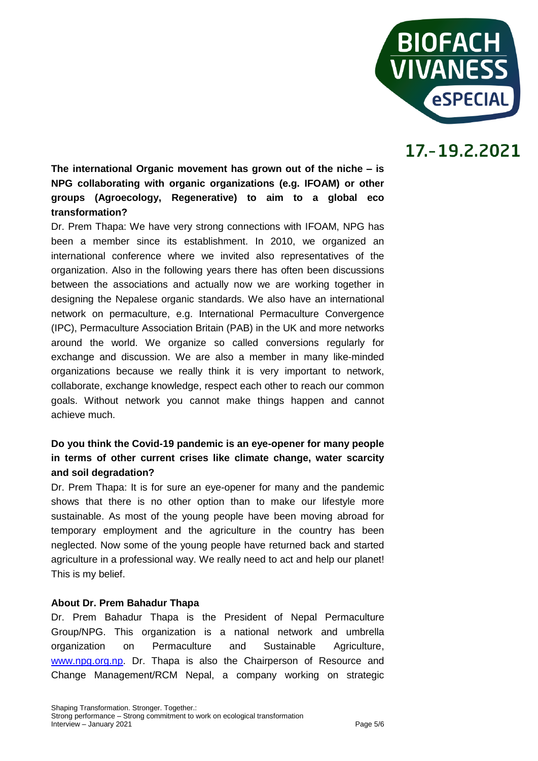**The international Organic movement has grown out of the niche – is NPG collaborating with organic organizations (e.g. IFOAM) or other groups (Agroecology, Regenerative) to aim to a global eco transformation?**

Dr. Prem Thapa: We have very strong connections with IFOAM, NPG has been a member since its establishment. In 2010, we organized an international conference where we invited also representatives of the organization. Also in the following years there has often been discussions between the associations and actually now we are working together in designing the Nepalese organic standards. We also have an international network on permaculture, e.g. International Permaculture Convergence (IPC), Permaculture Association Britain (PAB) in the UK and more networks around the world. We organize so called conversions regularly for exchange and discussion. We are also a member in many like-minded organizations because we really think it is very important to network, collaborate, exchange knowledge, respect each other to reach our common goals. Without network you cannot make things happen and cannot achieve much.

**Do you think the Covid-19 pandemic is an eye-opener for many people in terms of other current crises like climate change, water scarcity and soil degradation?**

Dr. Prem Thapa: It is for sure an eye-opener for many and the pandemic shows that there is no other option than to make our lifestyle more sustainable. As most of the young people have been moving abroad for temporary employment and the agriculture in the country has been neglected. Now some of the young people have returned back and started agriculture in a professional way. We really need to act and help our planet! This is my belief.

**About Dr. Prem Bahadur Thapa**

Dr. Prem Bahadur Thapa is the President of Nepal Permaculture Group/NPG. This organization is a national network and umbrella organization on Permaculture and Sustainable Agriculture, [www.npg.org.np](http://www.npg.org.np). Dr. Thapa is also the Chairperson of Resource and Change Management/RCM Nepal, a company working on strategic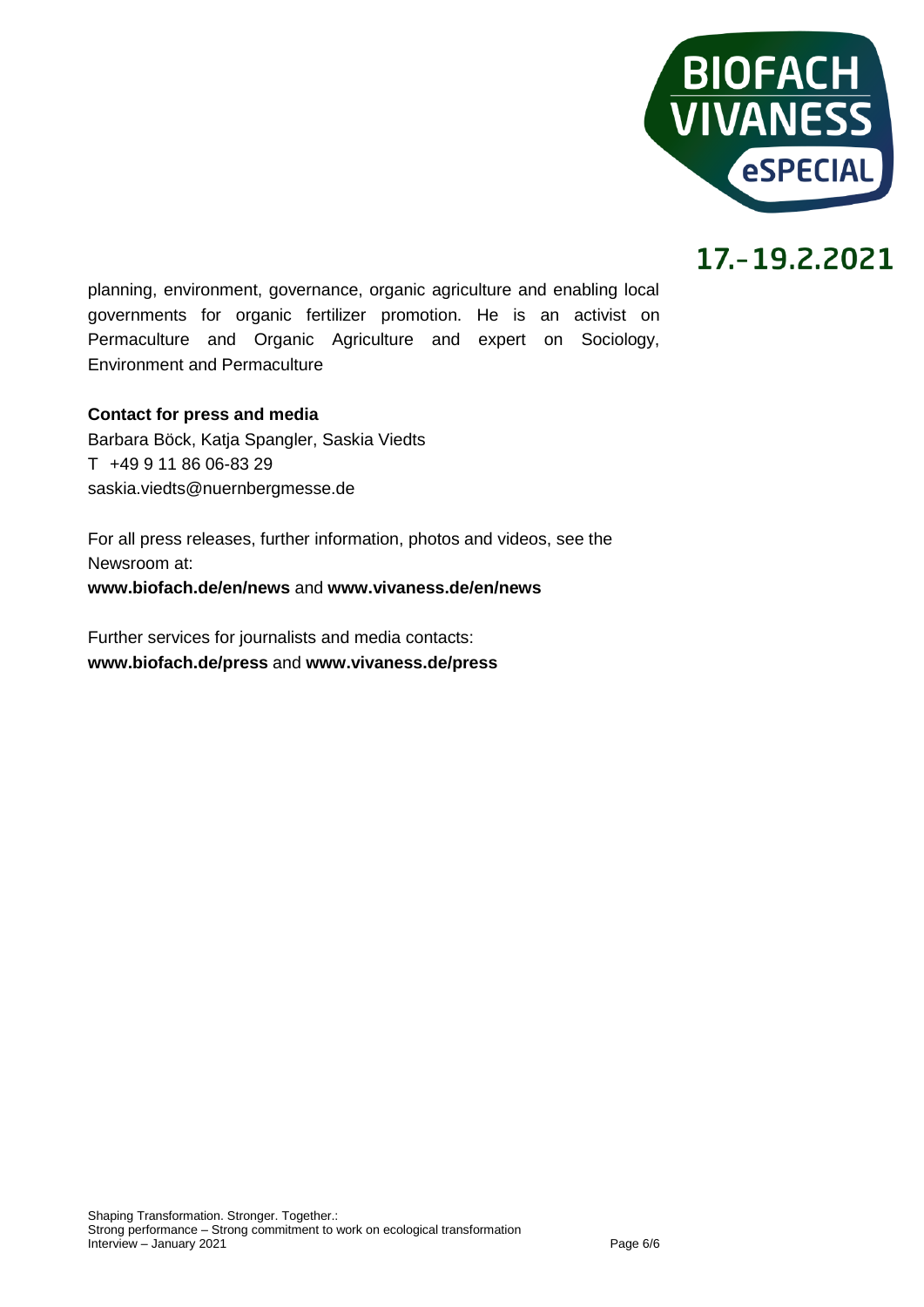planning, environment, governance, organic agriculture and enabling local governments for organic fertilizer promotion. He is an activist on Permaculture and Organic Agriculture and expert on Sociology, Environment and Permaculture

**Contact for press and media**
Barbara Böck, Katja Spangler, Saskia Viedts
T +49 9 11 86 06-83 29
saskia.viedts@nuernbergmesse.de

For all press releases, further information, photos and videos, see the Newsroom at:
**www.biofach.de/en/news** and **www.vivaness.de/en/news**

Further services for journalists and media contacts:
**www.biofach.de/press** and **www.vivaness.de/press**